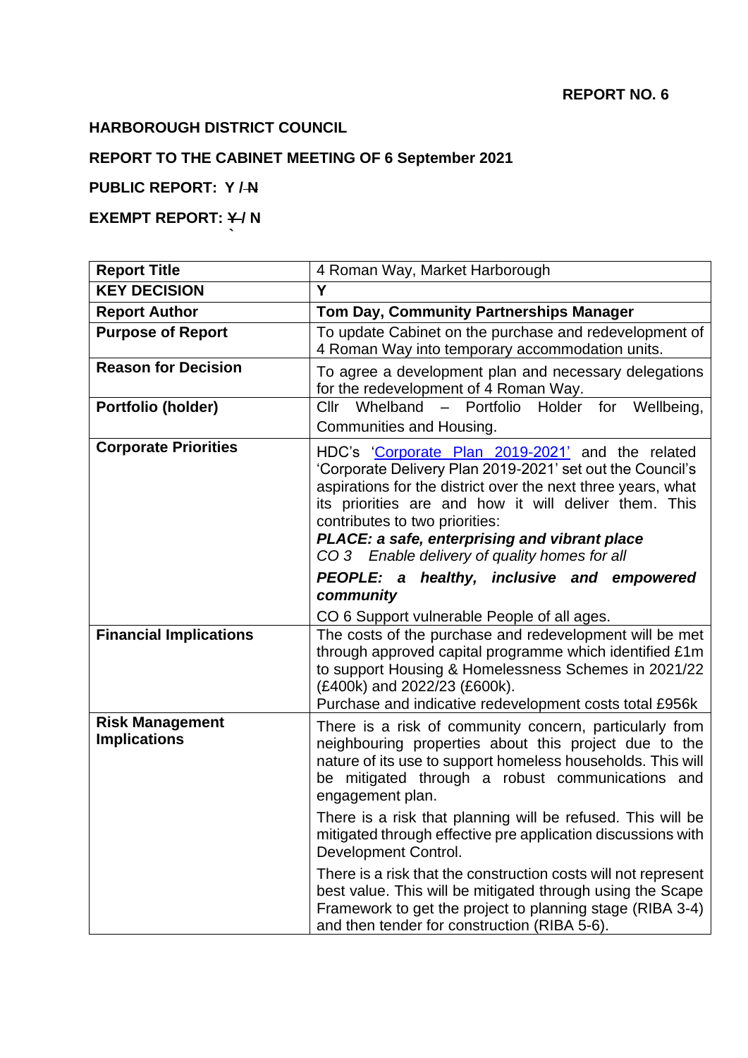**REPORT NO. 6**

**HARBOROUGH DISTRICT COUNCIL**

**REPORT TO THE CABINET MEETING OF 6 September 2021**

**PUBLIC REPORT: Y / ~~N~~**

**EXEMPT REPORT: ~~Y~~ / N**

| **Report Title** | 4 Roman Way, Market Harborough |
|---|---|
| **KEY DECISION** | **Y** |
| **Report Author** | **Tom Day, Community Partnerships Manager** |
| **Purpose of Report** | To update Cabinet on the purchase and redevelopment of 4 Roman Way into temporary accommodation units. |
| **Reason for Decision** | To agree a development plan and necessary delegations for the redevelopment of 4 Roman Way. |
| **Portfolio (holder)** | Cllr Whelband – Portfolio Holder for Wellbeing, Communities and Housing. |
| **Corporate Priorities** | HDC's 'Corporate Plan 2019-2021' and the related 'Corporate Delivery Plan 2019-2021' set out the Council's aspirations for the district over the next three years, what its priorities are and how it will deliver them. This contributes to two priorities: ***PLACE: a safe, enterprising and vibrant place*** *CO 3 Enable delivery of quality homes for all* ***PEOPLE: a healthy, inclusive and empowered community*** CO 6 Support vulnerable People of all ages. |
| **Financial Implications** | The costs of the purchase and redevelopment will be met through approved capital programme which identified £1m to support Housing & Homelessness Schemes in 2021/22 (£400k) and 2022/23 (£600k). Purchase and indicative redevelopment costs total £956k |
| **Risk Management Implications** | There is a risk of community concern, particularly from neighbouring properties about this project due to the nature of its use to support homeless households. This will be mitigated through a robust communications and engagement plan. There is a risk that planning will be refused. This will be mitigated through effective pre application discussions with Development Control. There is a risk that the construction costs will not represent best value. This will be mitigated through using the Scape Framework to get the project to planning stage (RIBA 3-4) and then tender for construction (RIBA 5-6). |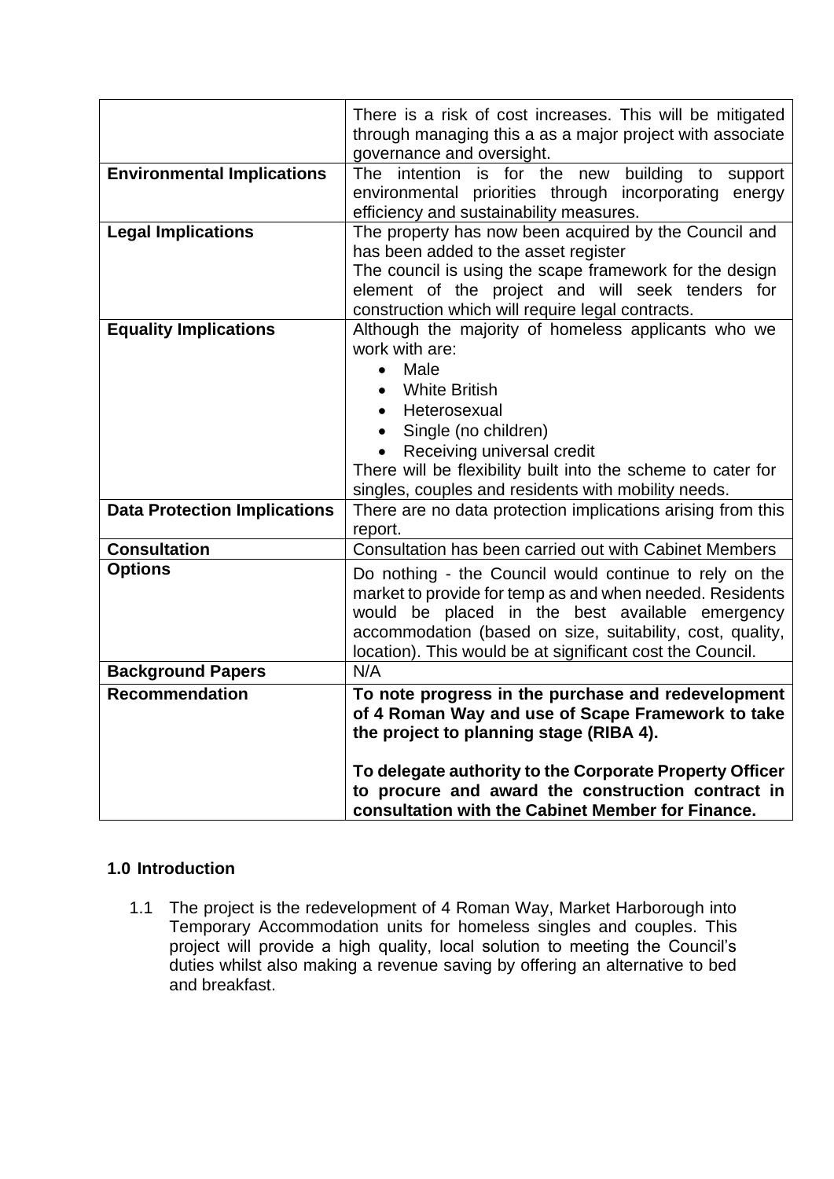| | |
|---|---|
| | There is a risk of cost increases. This will be mitigated through managing this a as a major project with associate governance and oversight. |
| **Environmental Implications** | The intention is for the new building to support environmental priorities through incorporating energy efficiency and sustainability measures. |
| **Legal Implications** | The property has now been acquired by the Council and has been added to the asset register<br>The council is using the scape framework for the design element of the project and will seek tenders for construction which will require legal contracts. |
| **Equality Implications** | Although the majority of homeless applicants who we work with are:<br>• Male<br>• White British<br>• Heterosexual<br>• Single (no children)<br>• Receiving universal credit<br>There will be flexibility built into the scheme to cater for singles, couples and residents with mobility needs. |
| **Data Protection Implications** | There are no data protection implications arising from this report. |
| **Consultation** | Consultation has been carried out with Cabinet Members |
| **Options** | Do nothing - the Council would continue to rely on the market to provide for temp as and when needed. Residents would be placed in the best available emergency accommodation (based on size, suitability, cost, quality, location). This would be at significant cost the Council. |
| **Background Papers** | N/A |
| **Recommendation** | **To note progress in the purchase and redevelopment of 4 Roman Way and use of Scape Framework to take the project to planning stage (RIBA 4).**<br><br>**To delegate authority to the Corporate Property Officer to procure and award the construction contract in consultation with the Cabinet Member for Finance.** |

## 1.0 Introduction

1.1 The project is the redevelopment of 4 Roman Way, Market Harborough into Temporary Accommodation units for homeless singles and couples. This project will provide a high quality, local solution to meeting the Council's duties whilst also making a revenue saving by offering an alternative to bed and breakfast.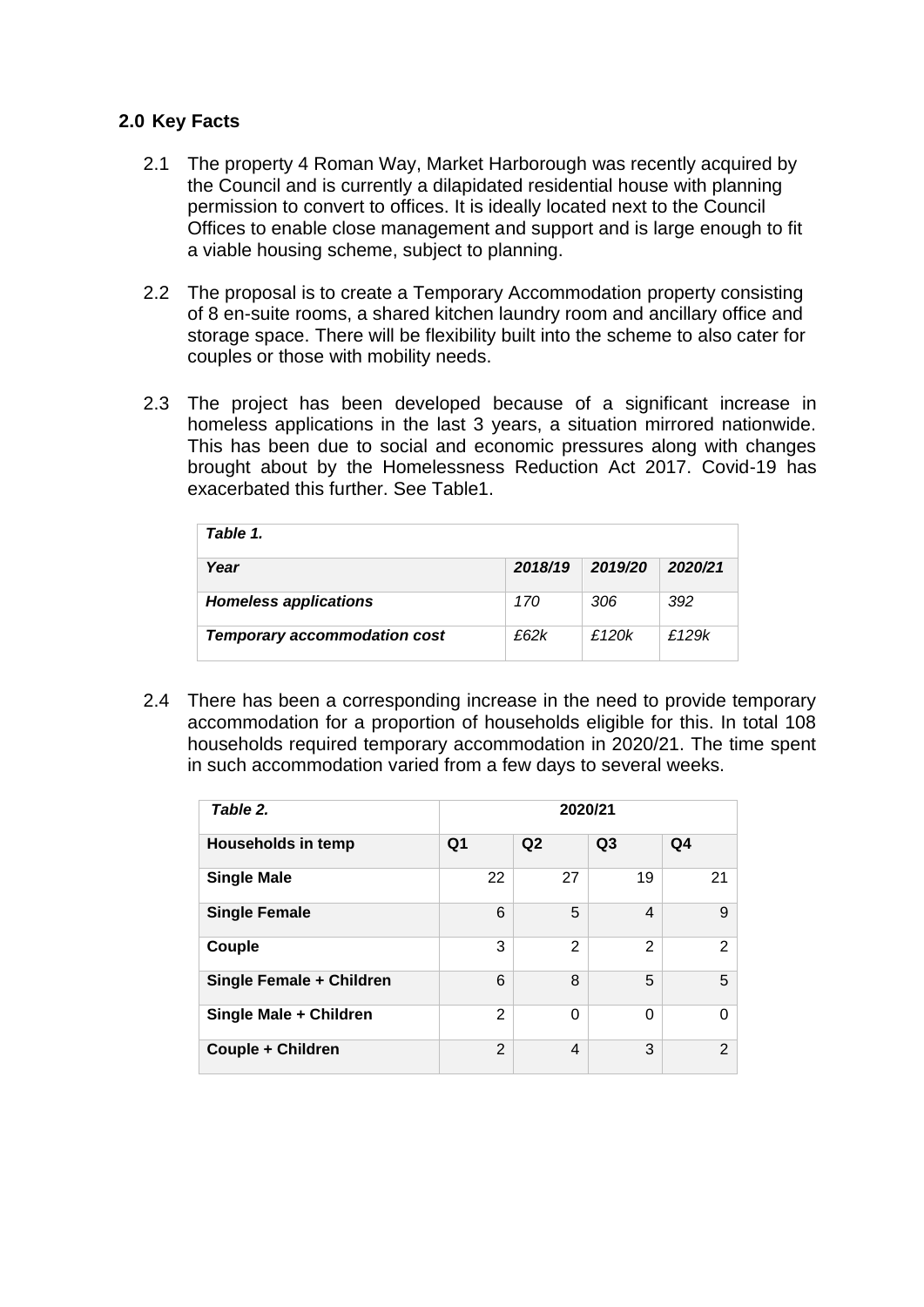## 2.0 Key Facts

2.1 The property 4 Roman Way, Market Harborough was recently acquired by the Council and is currently a dilapidated residential house with planning permission to convert to offices. It is ideally located next to the Council Offices to enable close management and support and is large enough to fit a viable housing scheme, subject to planning.

2.2 The proposal is to create a Temporary Accommodation property consisting of 8 en-suite rooms, a shared kitchen laundry room and ancillary office and storage space. There will be flexibility built into the scheme to also cater for couples or those with mobility needs.

2.3 The project has been developed because of a significant increase in homeless applications in the last 3 years, a situation mirrored nationwide. This has been due to social and economic pressures along with changes brought about by the Homelessness Reduction Act 2017. Covid-19 has exacerbated this further. See Table1.

| ***Table 1.*** | | | |
|---|---|---|---|
| ***Year*** | ***2018/19*** | ***2019/20*** | ***2020/21*** |
| ***Homeless applications*** | *170* | *306* | *392* |
| ***Temporary accommodation cost*** | *£62k* | *£120k* | *£129k* |

2.4 There has been a corresponding increase in the need to provide temporary accommodation for a proportion of households eligible for this. In total 108 households required temporary accommodation in 2020/21. The time spent in such accommodation varied from a few days to several weeks.

| ***Table 2.*** | **2020/21** | | | |
|---|---|---|---|---|
| **Households in temp** | **Q1** | **Q2** | **Q3** | **Q4** |
| **Single Male** | 22 | 27 | 19 | 21 |
| **Single Female** | 6 | 5 | 4 | 9 |
| **Couple** | 3 | 2 | 2 | 2 |
| **Single Female + Children** | 6 | 8 | 5 | 5 |
| **Single Male + Children** | 2 | 0 | 0 | 0 |
| **Couple + Children** | 2 | 4 | 3 | 2 |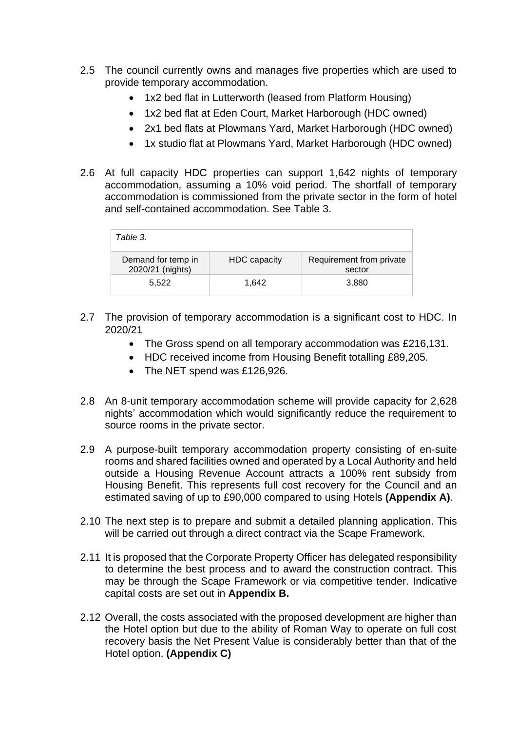2.5 The council currently owns and manages five properties which are used to provide temporary accommodation.

- 1x2 bed flat in Lutterworth (leased from Platform Housing)
- 1x2 bed flat at Eden Court, Market Harborough (HDC owned)
- 2x1 bed flats at Plowmans Yard, Market Harborough (HDC owned)
- 1x studio flat at Plowmans Yard, Market Harborough (HDC owned)

2.6 At full capacity HDC properties can support 1,642 nights of temporary accommodation, assuming a 10% void period. The shortfall of temporary accommodation is commissioned from the private sector in the form of hotel and self-contained accommodation. See Table 3.

*Table 3.*

| Demand for temp in 2020/21 (nights) | HDC capacity | Requirement from private sector |
|---|---|---|
| 5,522 | 1,642 | 3,880 |

2.7 The provision of temporary accommodation is a significant cost to HDC. In 2020/21

- The Gross spend on all temporary accommodation was £216,131.
- HDC received income from Housing Benefit totalling £89,205.
- The NET spend was £126,926.

2.8 An 8-unit temporary accommodation scheme will provide capacity for 2,628 nights' accommodation which would significantly reduce the requirement to source rooms in the private sector.

2.9 A purpose-built temporary accommodation property consisting of en-suite rooms and shared facilities owned and operated by a Local Authority and held outside a Housing Revenue Account attracts a 100% rent subsidy from Housing Benefit. This represents full cost recovery for the Council and an estimated saving of up to £90,000 compared to using Hotels **(Appendix A)**.

2.10 The next step is to prepare and submit a detailed planning application. This will be carried out through a direct contract via the Scape Framework.

2.11 It is proposed that the Corporate Property Officer has delegated responsibility to determine the best process and to award the construction contract. This may be through the Scape Framework or via competitive tender. Indicative capital costs are set out in **Appendix B.**

2.12 Overall, the costs associated with the proposed development are higher than the Hotel option but due to the ability of Roman Way to operate on full cost recovery basis the Net Present Value is considerably better than that of the Hotel option. **(Appendix C)**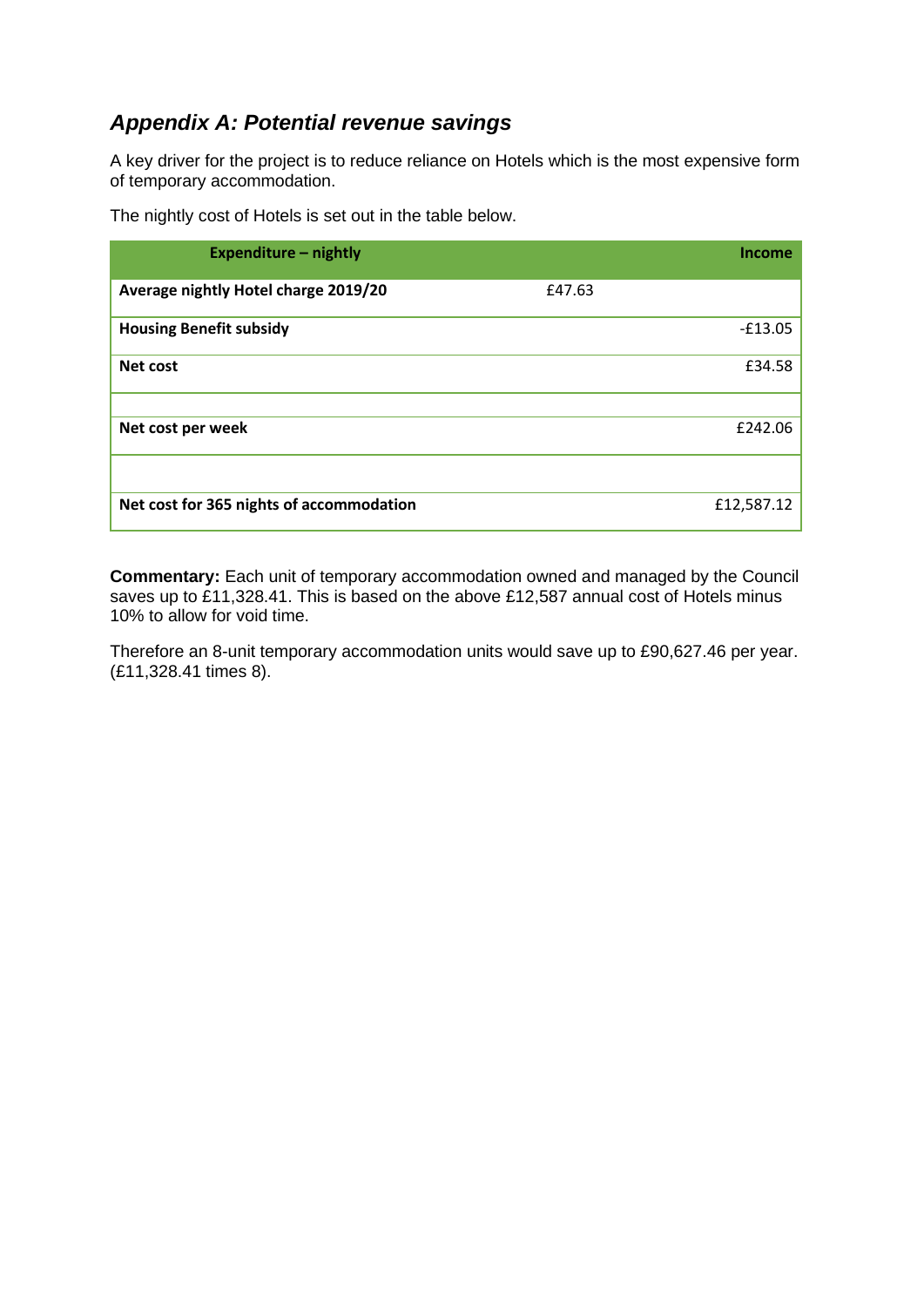## *Appendix A: Potential revenue savings*

A key driver for the project is to reduce reliance on Hotels which is the most expensive form of temporary accommodation.

The nightly cost of Hotels is set out in the table below.

| Expenditure – nightly | | Income |
|---|---|---|
| **Average nightly Hotel charge 2019/20** | £47.63 | |
| **Housing Benefit subsidy** | | -£13.05 |
| **Net cost** | | £34.58 |
| | | |
| **Net cost per week** | | £242.06 |
| | | |
| **Net cost for 365 nights of accommodation** | | £12,587.12 |

**Commentary:** Each unit of temporary accommodation owned and managed by the Council saves up to £11,328.41. This is based on the above £12,587 annual cost of Hotels minus 10% to allow for void time.

Therefore an 8-unit temporary accommodation units would save up to £90,627.46 per year. (£11,328.41 times 8).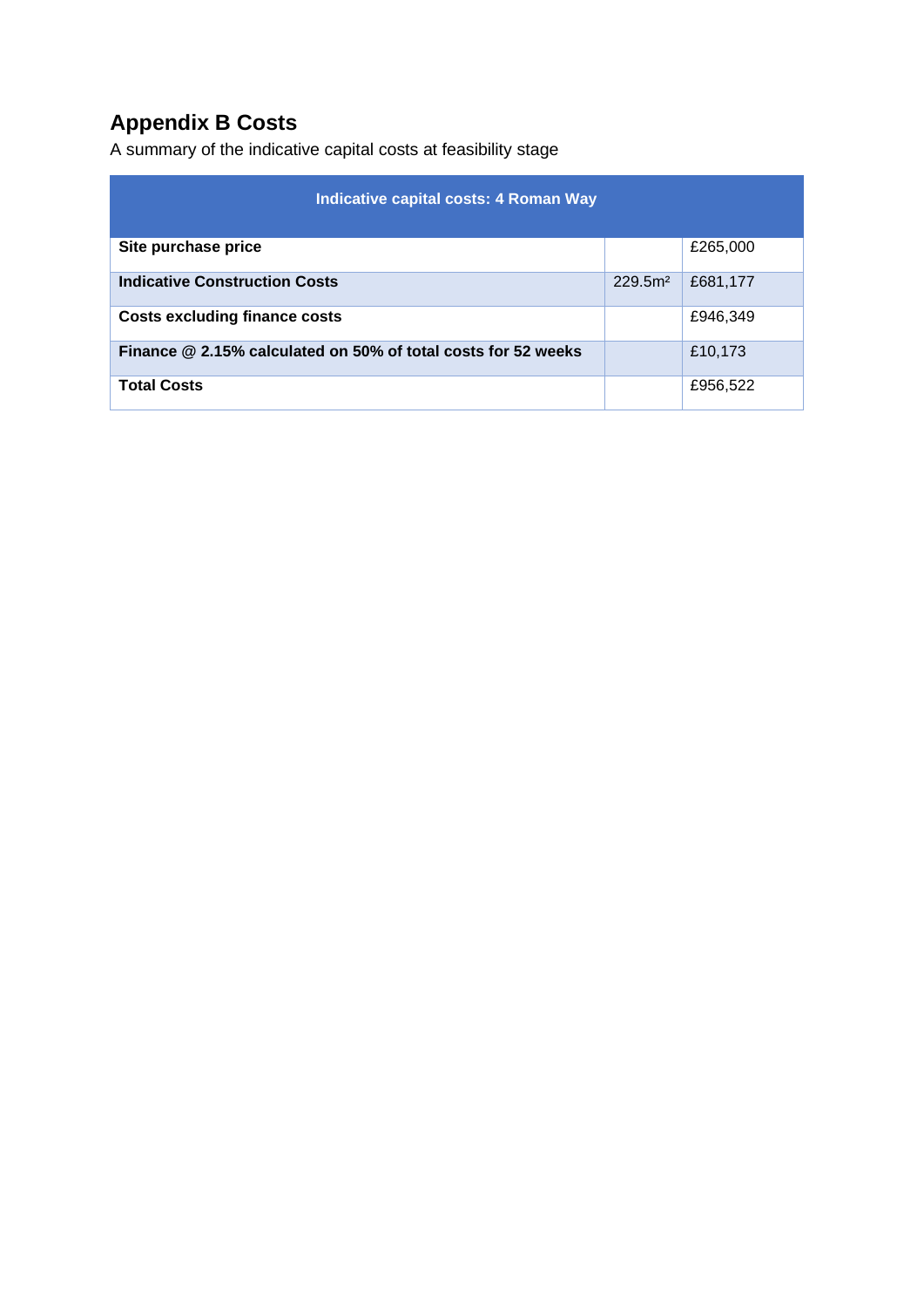## Appendix B Costs

A summary of the indicative capital costs at feasibility stage

| Indicative capital costs: 4 Roman Way | | |
|---|---|---|
| **Site purchase price** | | £265,000 |
| **Indicative Construction Costs** | 229.5m² | £681,177 |
| **Costs excluding finance costs** | | £946,349 |
| **Finance @ 2.15% calculated on 50% of total costs for 52 weeks** | | £10,173 |
| **Total Costs** | | £956,522 |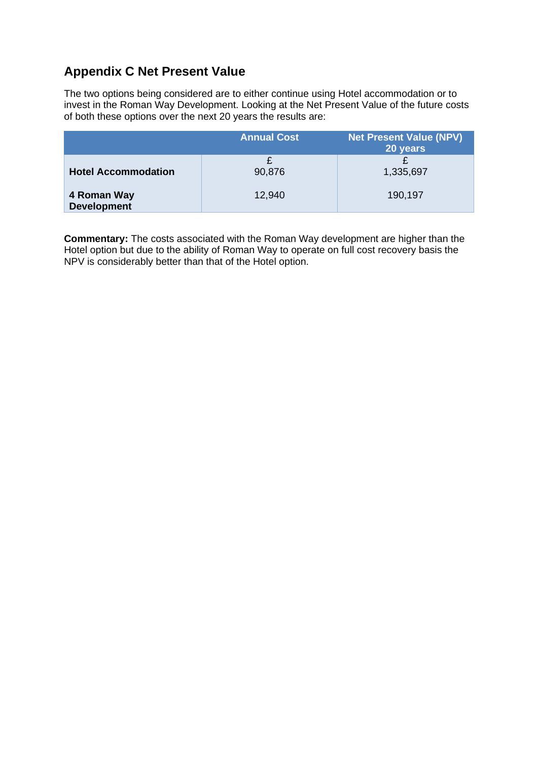## Appendix C Net Present Value

The two options being considered are to either continue using Hotel accommodation or to invest in the Roman Way Development. Looking at the Net Present Value of the future costs of both these options over the next 20 years the results are:

| | Annual Cost | Net Present Value (NPV) 20 years |
|---|---|---|
| **Hotel Accommodation** | £<br>90,876 | £<br>1,335,697 |
| **4 Roman Way Development** | 12,940 | 190,197 |

**Commentary:** The costs associated with the Roman Way development are higher than the Hotel option but due to the ability of Roman Way to operate on full cost recovery basis the NPV is considerably better than that of the Hotel option.